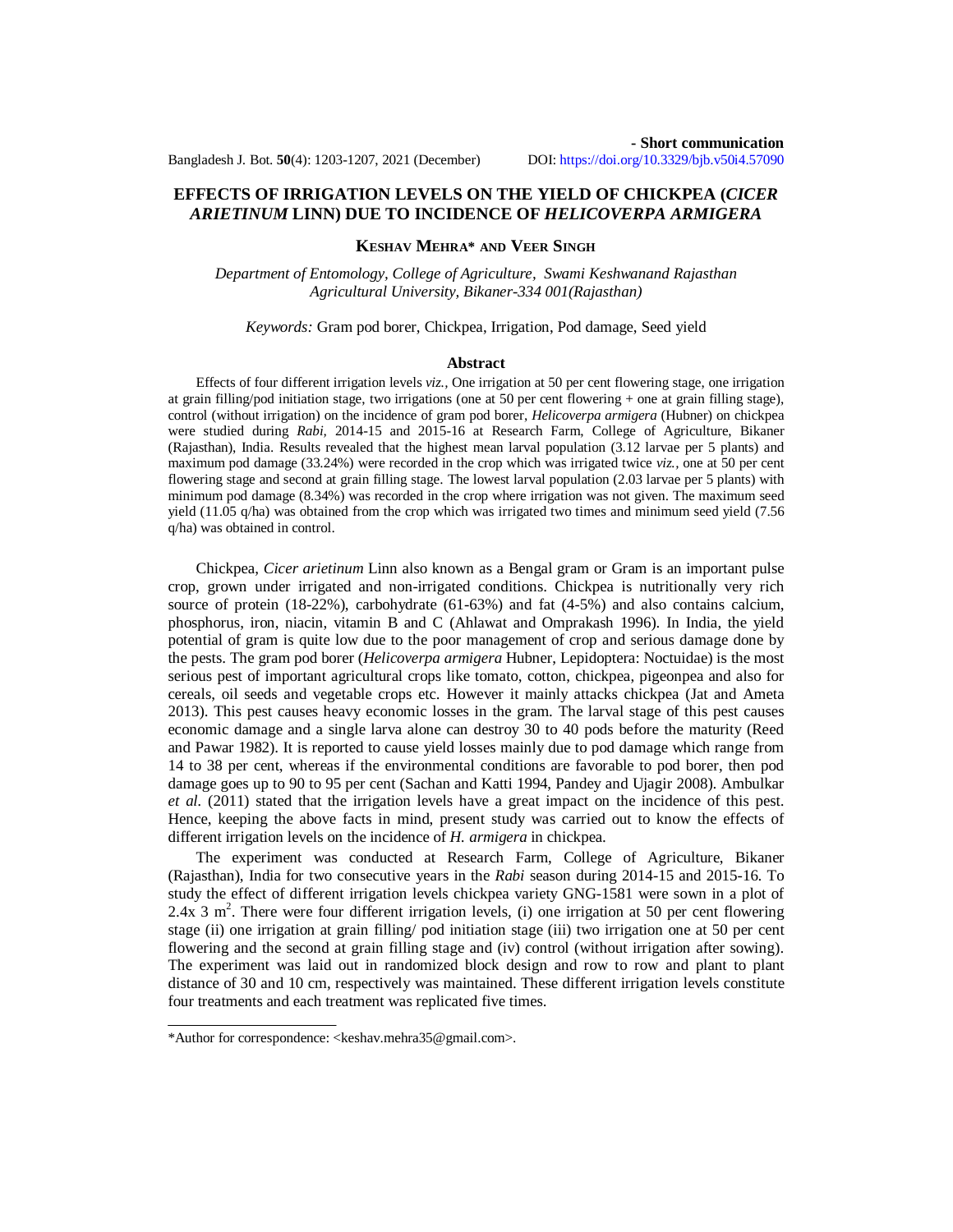**- Short communication**

# EFFECTS OF IRRIGATION LEVELS ON THE YIELD OF CHICKPEA (*CICER ARIETINUM* LINN) DUE TO INCIDENCE OF *HELICOVERPA ARMIGERA*

**KESHAV MEHRA* AND VEER SINGH**

*Department of Entomology, College of Agriculture, Swami Keshwanand Rajasthan Agricultural University, Bikaner-334 001(Rajasthan)*

*Keywords:* Gram pod borer, Chickpea, Irrigation, Pod damage, Seed yield

## Abstract

Effects of four different irrigation levels *viz.,* One irrigation at 50 per cent flowering stage, one irrigation at grain filling/pod initiation stage, two irrigations (one at 50 per cent flowering + one at grain filling stage), control (without irrigation) on the incidence of gram pod borer, *Helicoverpa armigera* (Hubner) on chickpea were studied during *Rabi,* 2014-15 and 2015-16 at Research Farm, College of Agriculture, Bikaner (Rajasthan), India. Results revealed that the highest mean larval population (3.12 larvae per 5 plants) and maximum pod damage (33.24%) were recorded in the crop which was irrigated twice *viz.*, one at 50 per cent flowering stage and second at grain filling stage. The lowest larval population (2.03 larvae per 5 plants) with minimum pod damage (8.34%) was recorded in the crop where irrigation was not given. The maximum seed yield (11.05 q/ha) was obtained from the crop which was irrigated two times and minimum seed yield (7.56 q/ha) was obtained in control.

Chickpea, *Cicer arietinum* Linn also known as a Bengal gram or Gram is an important pulse crop, grown under irrigated and non-irrigated conditions. Chickpea is nutritionally very rich source of protein (18-22%), carbohydrate (61-63%) and fat (4-5%) and also contains calcium, phosphorus, iron, niacin, vitamin B and C (Ahlawat and Omprakash 1996). In India, the yield potential of gram is quite low due to the poor management of crop and serious damage done by the pests. The gram pod borer (*Helicoverpa armigera* Hubner, Lepidoptera: Noctuidae) is the most serious pest of important agricultural crops like tomato, cotton, chickpea, pigeonpea and also for cereals, oil seeds and vegetable crops etc. However it mainly attacks chickpea (Jat and Ameta 2013). This pest causes heavy economic losses in the gram. The larval stage of this pest causes economic damage and a single larva alone can destroy 30 to 40 pods before the maturity (Reed and Pawar 1982). It is reported to cause yield losses mainly due to pod damage which range from 14 to 38 per cent, whereas if the environmental conditions are favorable to pod borer, then pod damage goes up to 90 to 95 per cent (Sachan and Katti 1994, Pandey and Ujagir 2008). Ambulkar *et al.* (2011) stated that the irrigation levels have a great impact on the incidence of this pest. Hence, keeping the above facts in mind, present study was carried out to know the effects of different irrigation levels on the incidence of *H. armigera* in chickpea.

The experiment was conducted at Research Farm, College of Agriculture, Bikaner (Rajasthan), India for two consecutive years in the *Rabi* season during 2014-15 and 2015-16. To study the effect of different irrigation levels chickpea variety GNG-1581 were sown in a plot of 2.4x 3 $m^2$. There were four different irrigation levels, (i) one irrigation at 50 per cent flowering stage (ii) one irrigation at grain filling/ pod initiation stage (iii) two irrigation one at 50 per cent flowering and the second at grain filling stage and (iv) control (without irrigation after sowing). The experiment was laid out in randomized block design and row to row and plant to plant distance of 30 and 10 cm, respectively was maintained. These different irrigation levels constitute four treatments and each treatment was replicated five times.

*Author for correspondence: <keshav.mehra35@gmail.com>.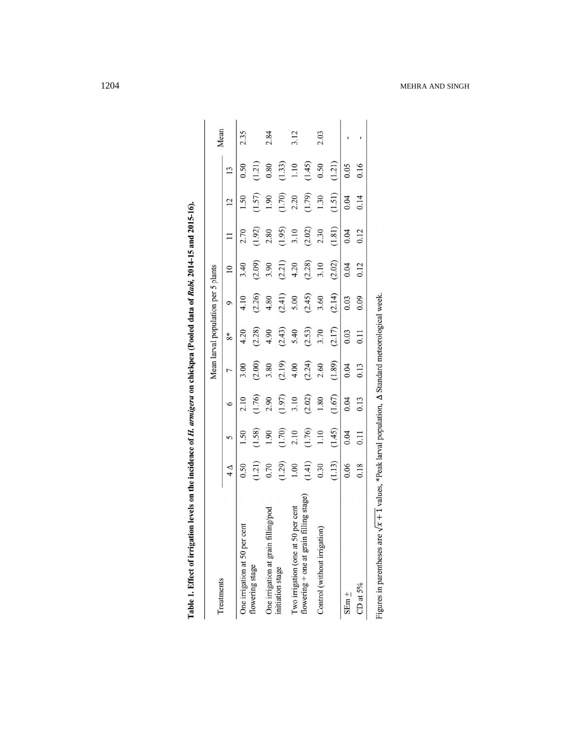**Table 1. Effect of irrigation levels on the incidence of *H. armigera* on chickpea (Pooled data of *Rabi*, 2014-15 and 2015-16).**

| Treatments | Mean larval population per 5 plants | | | | | | | | | | Mean |
|---|---|---|---|---|---|---|---|---|---|---|---|
| | 4 Δ | 5 | 6 | 7 | 8* | 9 | 10 | 11 | 12 | 13 | |
| One irrigation at 50 per cent flowering stage | 0.50 (1.21) | 1.50 (1.58) | 2.10 (1.76) | 3.00 (2.00) | 4.20 (2.28) | 4.10 (2.26) | 3.40 (2.09) | 2.70 (1.92) | 1.50 (1.57) | 0.50 (1.21) | 2.35 |
| One irrigation at grain filling/pod initiation stage | 0.70 (1.29) | 1.90 (1.70) | 2.90 (1.97) | 3.80 (2.19) | 4.90 (2.43) | 4.80 (2.41) | 3.90 (2.21) | 2.80 (1.95) | 1.90 (1.70) | 0.80 (1.33) | 2.84 |
| Two irrigation (one at 50 per cent flowering + one at grain filling stage) | 1.00 (1.41) | 2.10 (1.76) | 3.10 (2.02) | 4.00 (2.24) | 5.40 (2.53) | 5.00 (2.45) | 4.20 (2.28) | 3.10 (2.02) | 2.20 (1.79) | 1.10 (1.45) | 3.12 |
| Control (without irrigation) | 0.30 (1.13) | 1.10 (1.45) | 1.80 (1.67) | 2.60 (1.89) | 3.70 (2.17) | 3.60 (2.14) | 3.10 (2.02) | 2.30 (1.81) | 1.30 (1.51) | 0.50 (1.21) | 2.03 |
| SEm ± | 0.06 | 0.04 | 0.04 | 0.04 | 0.03 | 0.03 | 0.04 | 0.04 | 0.04 | 0.05 | - |
| CD at 5% | 0.18 | 0.11 | 0.13 | 0.13 | 0.11 | 0.09 | 0.12 | 0.12 | 0.14 | 0.16 | - |

Figures in parentheses are $\sqrt{x+1}$ values, *Peak larval population, Δ Standard meteorological week.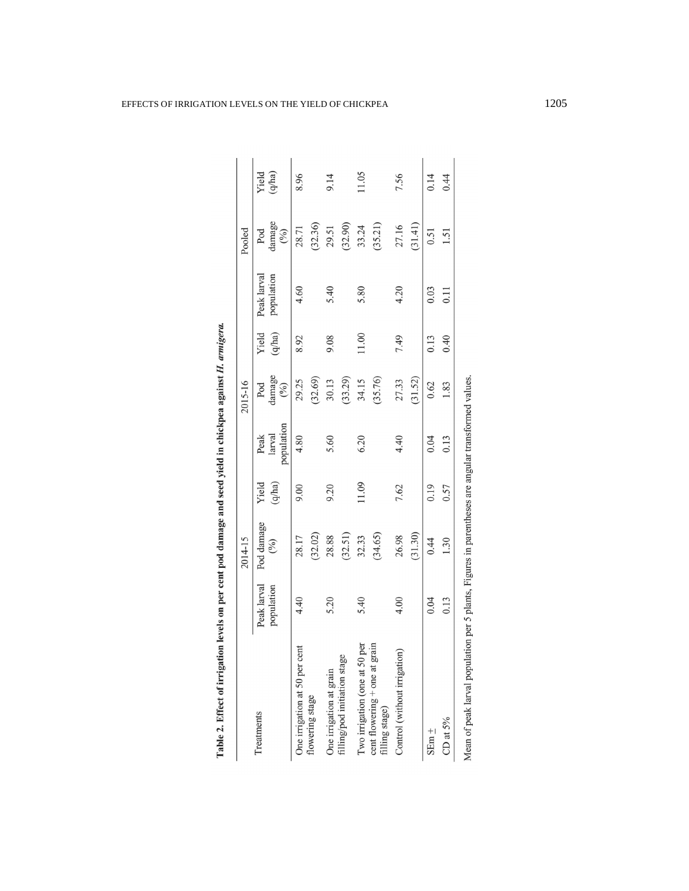**Table 2. Effect of irrigation levels on per cent pod damage and seed yield in chickpea against *H. armigera*.**

| Treatments | 2014-15 | | | 2015-16 | | | Pooled | | |
|---|---|---|---|---|---|---|---|---|---|
| | Peak larval population | Pod damage (%) | Yield (q/ha) | Peak larval population | Pod damage (%) | Yield (q/ha) | Peak larval population | Pod damage (%) | Yield (q/ha) |
| One irrigation at 50 per cent flowering stage | 4.40 | 28.17 (32.02) | 9.00 | 4.80 | 29.25 (32.69) | 8.92 | 4.60 | 28.71 (32.36) | 8.96 |
| One irrigation at grain filling/pod initiation stage | 5.20 | 28.88 (32.51) | 9.20 | 5.60 | 30.13 (33.29) | 9.08 | 5.40 | 29.51 (32.90) | 9.14 |
| Two irrigation (one at 50 per cent flowering + one at grain filling stage) | 5.40 | 32.33 (34.65) | 11.09 | 6.20 | 34.15 (35.76) | 11.00 | 5.80 | 33.24 (35.21) | 11.05 |
| Control (without irrigation) | 4.00 | 26.98 (31.30) | 7.62 | 4.40 | 27.33 (31.52) | 7.49 | 4.20 | 27.16 (31.41) | 7.56 |
| SEm ± | 0.04 | 0.44 | 0.19 | 0.04 | 0.62 | 0.13 | 0.03 | 0.51 | 0.14 |
| CD at 5% | 0.13 | 1.30 | 0.57 | 0.13 | 1.83 | 0.40 | 0.11 | 1.51 | 0.44 |

Mean of peak larval population per 5 plants, Figures in parentheses are angular transformed values.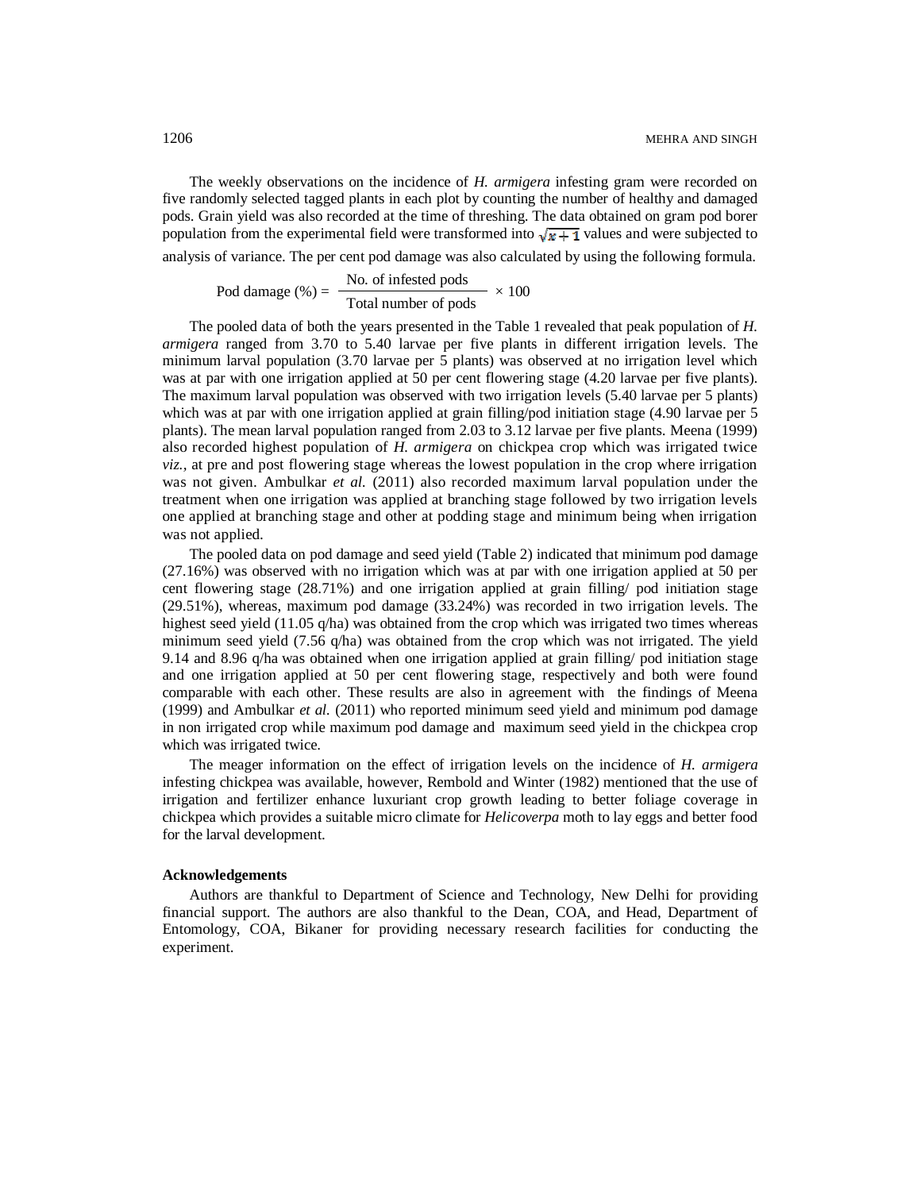The weekly observations on the incidence of *H. armigera* infesting gram were recorded on five randomly selected tagged plants in each plot by counting the number of healthy and damaged pods. Grain yield was also recorded at the time of threshing. The data obtained on gram pod borer population from the experimental field were transformed into $\sqrt{x+1}$ values and were subjected to analysis of variance. The per cent pod damage was also calculated by using the following formula.

$$\text{Pod damage (\%)} = \frac{\text{No. of infested pods}}{\text{Total number of pods}} \times 100$$

The pooled data of both the years presented in the Table 1 revealed that peak population of *H. armigera* ranged from 3.70 to 5.40 larvae per five plants in different irrigation levels. The minimum larval population (3.70 larvae per 5 plants) was observed at no irrigation level which was at par with one irrigation applied at 50 per cent flowering stage (4.20 larvae per five plants). The maximum larval population was observed with two irrigation levels (5.40 larvae per 5 plants) which was at par with one irrigation applied at grain filling/pod initiation stage (4.90 larvae per 5 plants). The mean larval population ranged from 2.03 to 3.12 larvae per five plants. Meena (1999) also recorded highest population of *H. armigera* on chickpea crop which was irrigated twice *viz.,* at pre and post flowering stage whereas the lowest population in the crop where irrigation was not given. Ambulkar *et al.* (2011) also recorded maximum larval population under the treatment when one irrigation was applied at branching stage followed by two irrigation levels one applied at branching stage and other at podding stage and minimum being when irrigation was not applied.

The pooled data on pod damage and seed yield (Table 2) indicated that minimum pod damage (27.16%) was observed with no irrigation which was at par with one irrigation applied at 50 per cent flowering stage (28.71%) and one irrigation applied at grain filling/ pod initiation stage (29.51%), whereas, maximum pod damage (33.24%) was recorded in two irrigation levels. The highest seed yield (11.05 q/ha) was obtained from the crop which was irrigated two times whereas minimum seed yield (7.56 q/ha) was obtained from the crop which was not irrigated. The yield 9.14 and 8.96 q/ha was obtained when one irrigation applied at grain filling/ pod initiation stage and one irrigation applied at 50 per cent flowering stage, respectively and both were found comparable with each other. These results are also in agreement with the findings of Meena (1999) and Ambulkar *et al.* (2011) who reported minimum seed yield and minimum pod damage in non irrigated crop while maximum pod damage and maximum seed yield in the chickpea crop which was irrigated twice.

The meager information on the effect of irrigation levels on the incidence of *H. armigera* infesting chickpea was available, however, Rembold and Winter (1982) mentioned that the use of irrigation and fertilizer enhance luxuriant crop growth leading to better foliage coverage in chickpea which provides a suitable micro climate for *Helicoverpa* moth to lay eggs and better food for the larval development.

**Acknowledgements**

Authors are thankful to Department of Science and Technology, New Delhi for providing financial support. The authors are also thankful to the Dean, COA, and Head, Department of Entomology, COA, Bikaner for providing necessary research facilities for conducting the experiment.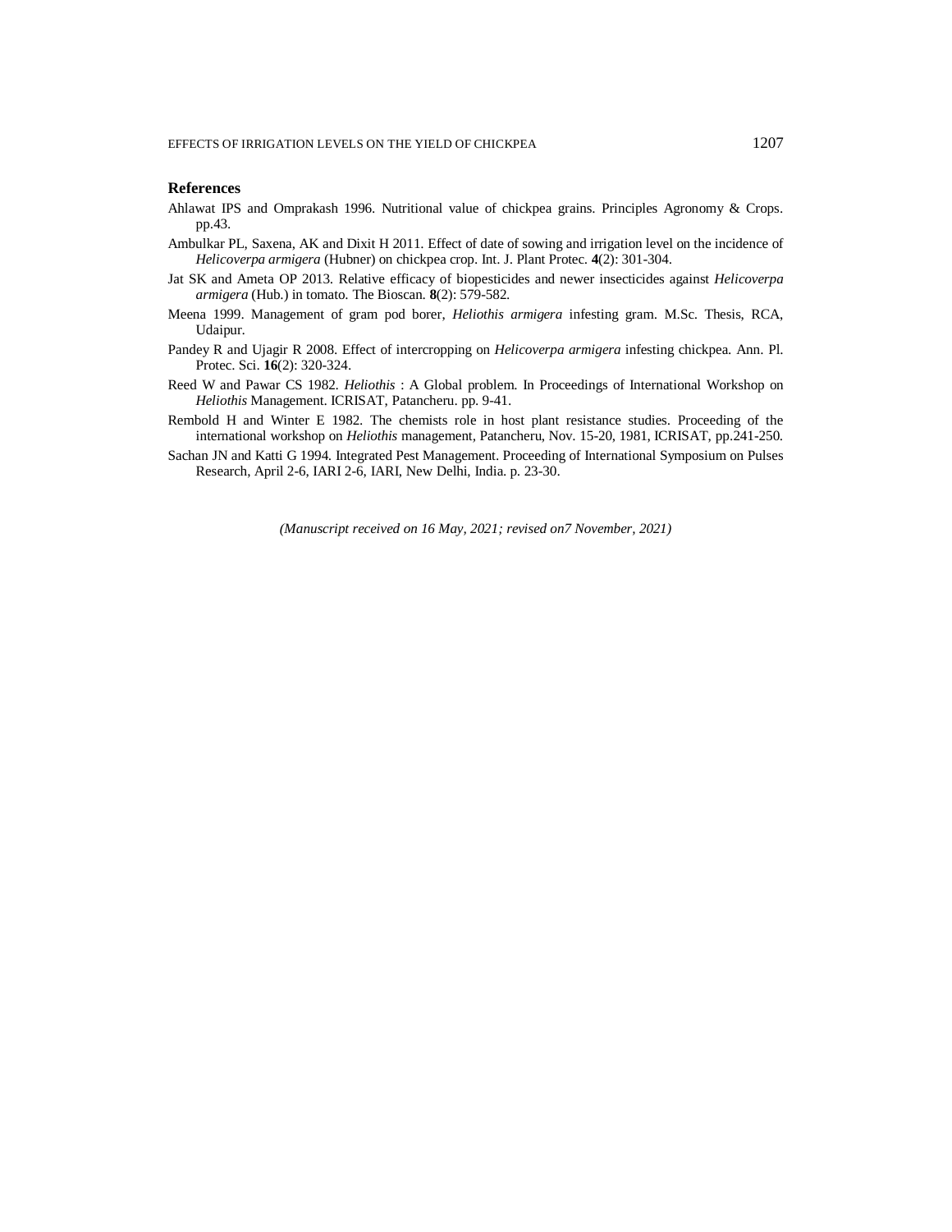## References

Ahlawat IPS and Omprakash 1996. Nutritional value of chickpea grains. Principles Agronomy & Crops. pp.43.

Ambulkar PL, Saxena, AK and Dixit H 2011. Effect of date of sowing and irrigation level on the incidence of *Helicoverpa armigera* (Hubner) on chickpea crop. Int. J. Plant Protec. **4**(2): 301-304.

Jat SK and Ameta OP 2013. Relative efficacy of biopesticides and newer insecticides against *Helicoverpa armigera* (Hub.) in tomato. The Bioscan. **8**(2): 579-582.

Meena 1999. Management of gram pod borer, *Heliothis armigera* infesting gram. M.Sc. Thesis, RCA, Udaipur.

Pandey R and Ujagir R 2008. Effect of intercropping on *Helicoverpa armigera* infesting chickpea. Ann. Pl. Protec. Sci. **16**(2): 320-324.

Reed W and Pawar CS 1982. *Heliothis* : A Global problem. In Proceedings of International Workshop on *Heliothis* Management. ICRISAT, Patancheru. pp. 9-41.

Rembold H and Winter E 1982. The chemists role in host plant resistance studies. Proceeding of the international workshop on *Heliothis* management, Patancheru, Nov. 15-20, 1981, ICRISAT, pp.241-250.

Sachan JN and Katti G 1994. Integrated Pest Management. Proceeding of International Symposium on Pulses Research, April 2-6, IARI 2-6, IARI, New Delhi, India. p. 23-30.

*(Manuscript received on 16 May, 2021; revised on7 November, 2021)*